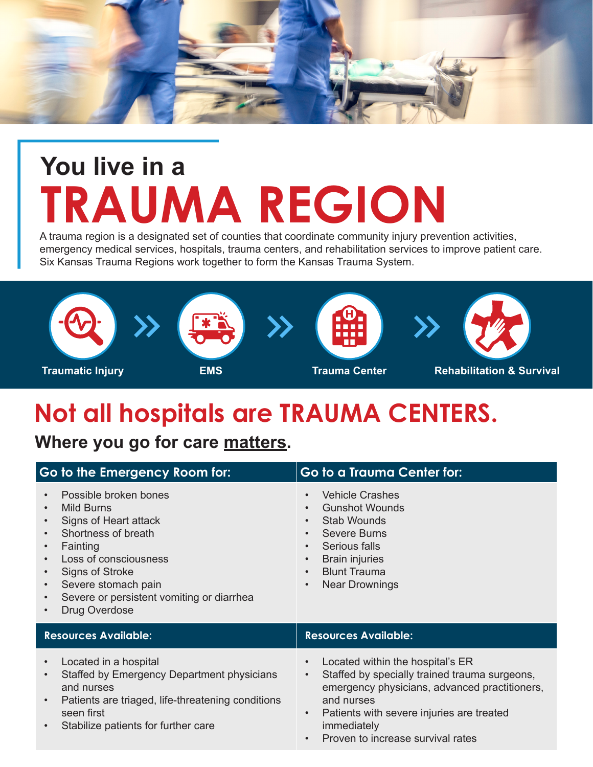# You live in a TRAUMA REGION

A trauma region is a designated set of counties that coordinate community injury prevention activities, emergency medical services, hospitals, trauma centers, and rehabilitation services to improve patient care. Six Kansas Trauma Regions work together to form the Kansas Trauma System.

Traumatic Injury » EMS » Trauma Center » Rehabilitation & Survival

## Not all hospitals are TRAUMA CENTERS.

### Where you go for care **matters**.

| Go to the Emergency Room for: | Go to a Trauma Center for: |
|---|---|
| • Possible broken bones<br>• Mild Burns<br>• Signs of Heart attack<br>• Shortness of breath<br>• Fainting<br>• Loss of consciousness<br>• Signs of Stroke<br>• Severe stomach pain<br>• Severe or persistent vomiting or diarrhea<br>• Drug Overdose | • Vehicle Crashes<br>• Gunshot Wounds<br>• Stab Wounds<br>• Severe Burns<br>• Serious falls<br>• Brain injuries<br>• Blunt Trauma<br>• Near Drownings |
| **Resources Available:** | **Resources Available:** |
| • Located in a hospital<br>• Staffed by Emergency Department physicians and nurses<br>• Patients are triaged, life-threatening conditions seen first<br>• Stabilize patients for further care | • Located within the hospital's ER<br>• Staffed by specially trained trauma surgeons, emergency physicians, advanced practitioners, and nurses<br>• Patients with severe injuries are treated immediately<br>• Proven to increase survival rates |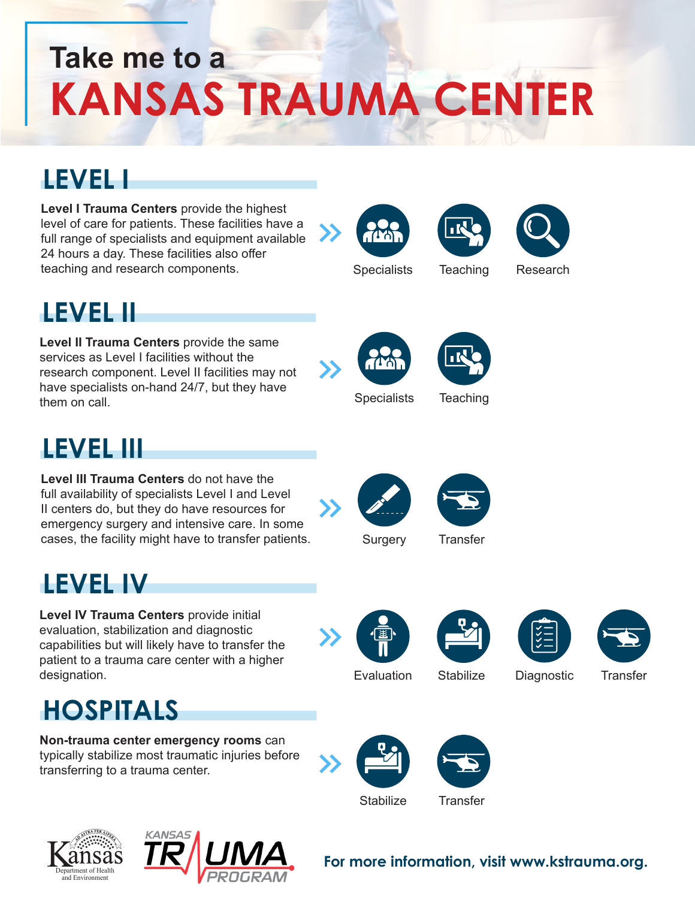Take me to a

# KANSAS TRAUMA CENTER

## LEVEL I

**Level I Trauma Centers** provide the highest level of care for patients. These facilities have a full range of specialists and equipment available 24 hours a day. These facilities also offer teaching and research components.

Specialists Teaching Research

## LEVEL II

**Level II Trauma Centers** provide the same services as Level I facilities without the research component. Level II facilities may not have specialists on-hand 24/7, but they have them on call.

Specialists Teaching

## LEVEL III

**Level III Trauma Centers** do not have the full availability of specialists Level I and Level II centers do, but they do have resources for emergency surgery and intensive care. In some cases, the facility might have to transfer patients.

Surgery Transfer

## LEVEL IV

**Level IV Trauma Centers** provide initial evaluation, stabilization and diagnostic capabilities but will likely have to transfer the patient to a trauma care center with a higher designation.

Evaluation Stabilize Diagnostic Transfer

## HOSPITALS

**Non-trauma center emergency rooms** can typically stabilize most traumatic injuries before transferring to a trauma center.

Stabilize Transfer

Kansas Department of Health and Environment

KANSAS TRAUMA PROGRAM

**For more information, visit www.kstrauma.org.**